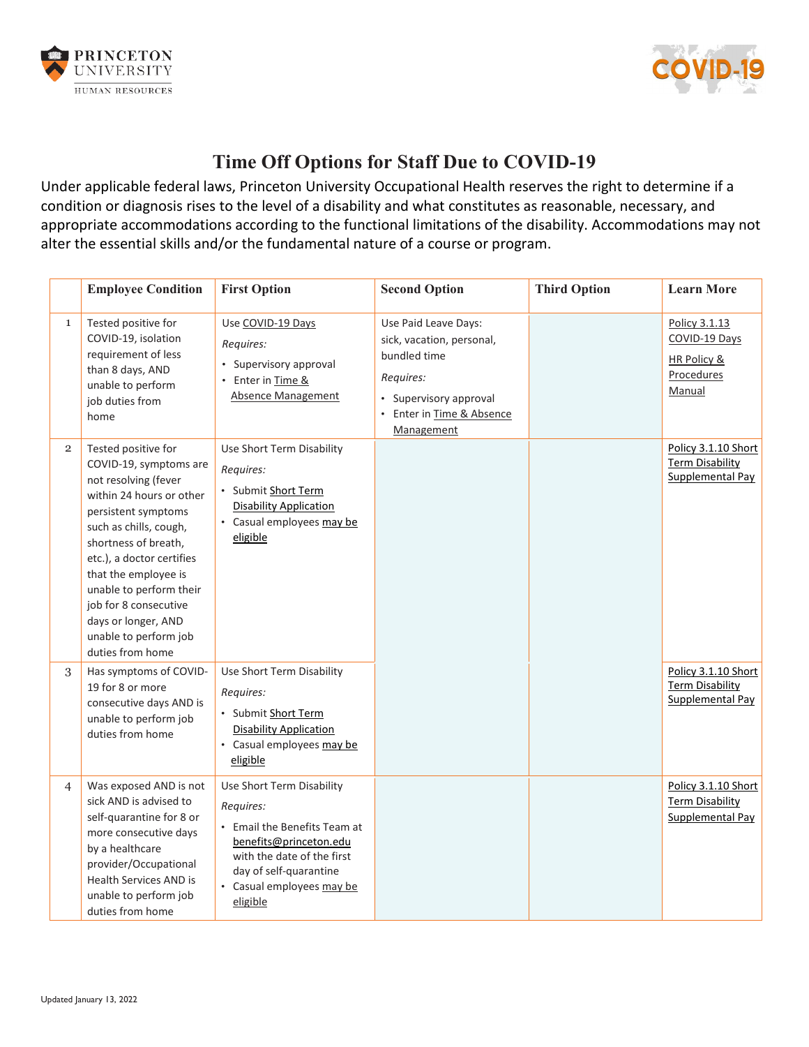# Time Off Options for Staff Due to COVID-19

Under applicable federal laws, Princeton University Occupational Health reserves the right to determine if a condition or diagnosis rises to the level of a disability and what constitutes as reasonable, necessary, and appropriate accommodations according to the functional limitations of the disability. Accommodations may not alter the essential skills and/or the fundamental nature of a course or program.

| | Employee Condition | First Option | Second Option | Third Option | Learn More |
|---|---|---|---|---|---|
| 1 | Tested positive for COVID-19, isolation requirement of less than 8 days, AND unable to perform job duties from home | Use COVID-19 Days<br>*Requires:*<br>• Supervisory approval<br>• Enter in Time & Absence Management | Use Paid Leave Days: sick, vacation, personal, bundled time<br>*Requires:*<br>• Supervisory approval<br>• Enter in Time & Absence Management | | Policy 3.1.13 COVID-19 Days<br>HR Policy & Procedures Manual |
| 2 | Tested positive for COVID-19, symptoms are not resolving (fever within 24 hours or other persistent symptoms such as chills, cough, shortness of breath, etc.), a doctor certifies that the employee is unable to perform their job for 8 consecutive days or longer, AND unable to perform job duties from home | Use Short Term Disability<br>*Requires:*<br>• Submit Short Term Disability Application<br>• Casual employees may be eligible | | | Policy 3.1.10 Short Term Disability Supplemental Pay |
| 3 | Has symptoms of COVID-19 for 8 or more consecutive days AND is unable to perform job duties from home | Use Short Term Disability<br>*Requires:*<br>• Submit Short Term Disability Application<br>• Casual employees may be eligible | | | Policy 3.1.10 Short Term Disability Supplemental Pay |
| 4 | Was exposed AND is not sick AND is advised to self-quarantine for 8 or more consecutive days by a healthcare provider/Occupational Health Services AND is unable to perform job duties from home | Use Short Term Disability<br>*Requires:*<br>• Email the Benefits Team at benefits@princeton.edu with the date of the first day of self-quarantine<br>• Casual employees may be eligible | | | Policy 3.1.10 Short Term Disability Supplemental Pay |

Updated January 13, 2022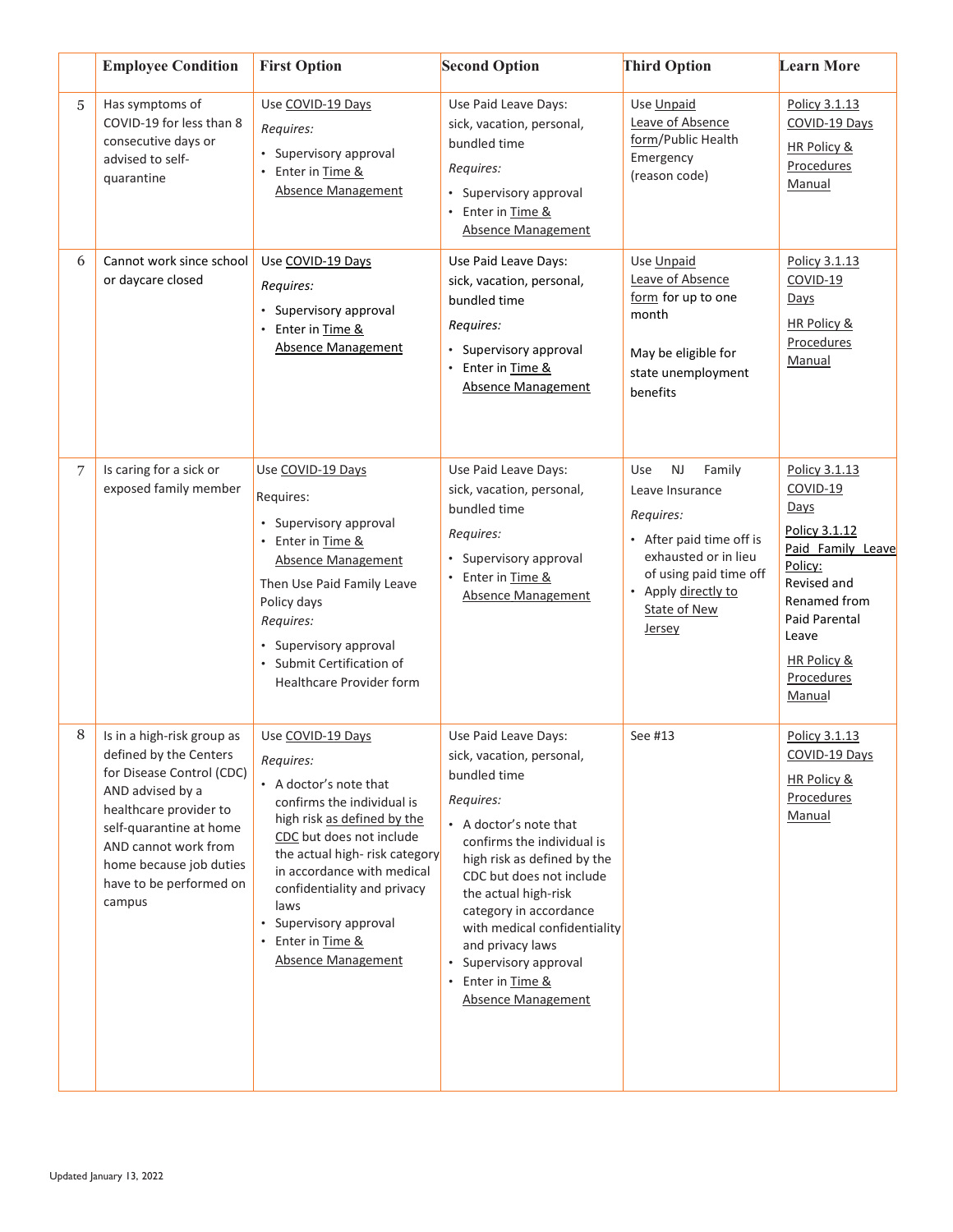|   | Employee Condition | First Option | Second Option | Third Option | Learn More |
|---|---|---|---|---|---|
| 5 | Has symptoms of COVID-19 for less than 8 consecutive days or advised to self-quarantine | Use COVID-19 Days<br>*Requires:*<br>• Supervisory approval<br>• Enter in Time & Absence Management | Use Paid Leave Days: sick, vacation, personal, bundled time<br>*Requires:*<br>• Supervisory approval<br>• Enter in Time & Absence Management | Use Unpaid Leave of Absence form/Public Health Emergency (reason code) | Policy 3.1.13 COVID-19 Days<br>HR Policy & Procedures Manual |
| 6 | Cannot work since school or daycare closed | Use COVID-19 Days<br>*Requires:*<br>• Supervisory approval<br>• Enter in Time & Absence Management | Use Paid Leave Days: sick, vacation, personal, bundled time<br>*Requires:*<br>• Supervisory approval<br>• Enter in Time & Absence Management | Use Unpaid Leave of Absence form for up to one month<br><br>May be eligible for state unemployment benefits | Policy 3.1.13 COVID-19 Days<br>HR Policy & Procedures Manual |
| 7 | Is caring for a sick or exposed family member | Use COVID-19 Days<br>Requires:<br>• Supervisory approval<br>• Enter in Time & Absence Management<br>Then Use Paid Family Leave Policy days<br>*Requires:*<br>• Supervisory approval<br>• Submit Certification of Healthcare Provider form | Use Paid Leave Days: sick, vacation, personal, bundled time<br>*Requires:*<br>• Supervisory approval<br>• Enter in Time & Absence Management | Use NJ Family Leave Insurance<br>*Requires:*<br>• After paid time off is exhausted or in lieu of using paid time off<br>• Apply directly to State of New Jersey | Policy 3.1.13 COVID-19 Days<br>Policy 3.1.12 Paid Family Leave Policy: Revised and Renamed from Paid Parental Leave<br>HR Policy & Procedures Manual |
| 8 | Is in a high-risk group as defined by the Centers for Disease Control (CDC) AND advised by a healthcare provider to self-quarantine at home AND cannot work from home because job duties have to be performed on campus | Use COVID-19 Days<br>*Requires:*<br>• A doctor's note that confirms the individual is high risk as defined by the CDC but does not include the actual high- risk category in accordance with medical confidentiality and privacy laws<br>• Supervisory approval<br>• Enter in Time & Absence Management | Use Paid Leave Days: sick, vacation, personal, bundled time<br>*Requires:*<br>• A doctor's note that confirms the individual is high risk as defined by the CDC but does not include the actual high-risk category in accordance with medical confidentiality and privacy laws<br>• Supervisory approval<br>• Enter in Time & Absence Management | See #13 | Policy 3.1.13 COVID-19 Days<br>HR Policy & Procedures Manual |

Updated January 13, 2022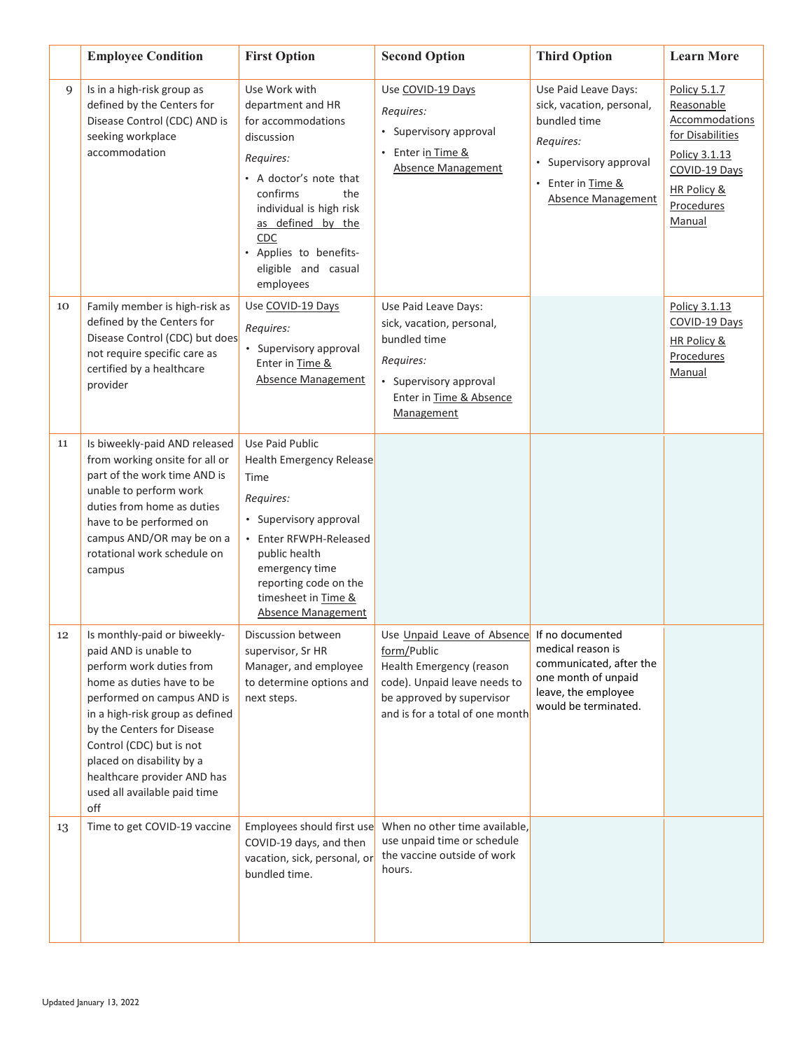| | Employee Condition | First Option | Second Option | Third Option | Learn More |
|---|---|---|---|---|---|
| 9 | Is in a high-risk group as defined by the Centers for Disease Control (CDC) AND is seeking workplace accommodation | Use Work with department and HR for accommodations discussion<br>*Requires:*<br>• A doctor's note that confirms the individual is high risk as defined by the CDC<br>• Applies to benefits-eligible and casual employees | Use COVID-19 Days<br>*Requires:*<br>• Supervisory approval<br>• Enter in Time & Absence Management | Use Paid Leave Days: sick, vacation, personal, bundled time<br>*Requires:*<br>• Supervisory approval<br>• Enter in Time & Absence Management | Policy 5.1.7 Reasonable Accommodations for Disabilities<br>Policy 3.1.13 COVID-19 Days<br>HR Policy & Procedures Manual |
| 10 | Family member is high-risk as defined by the Centers for Disease Control (CDC) but does not require specific care as certified by a healthcare provider | Use COVID-19 Days<br>*Requires:*<br>• Supervisory approval Enter in Time & Absence Management | Use Paid Leave Days: sick, vacation, personal, bundled time<br>*Requires:*<br>• Supervisory approval Enter in Time & Absence Management | | Policy 3.1.13 COVID-19 Days<br>HR Policy & Procedures Manual |
| 11 | Is biweekly-paid AND released from working onsite for all or part of the work time AND is unable to perform work duties from home as duties have to be performed on campus AND/OR may be on a rotational work schedule on campus | Use Paid Public Health Emergency Release Time<br>*Requires:*<br>• Supervisory approval<br>• Enter RFWPH-Released public health emergency time reporting code on the timesheet in Time & Absence Management | | | |
| 12 | Is monthly-paid or biweekly-paid AND is unable to perform work duties from home as duties have to be performed on campus AND is in a high-risk group as defined by the Centers for Disease Control (CDC) but is not placed on disability by a healthcare provider AND has used all available paid time off | Discussion between supervisor, Sr HR Manager, and employee to determine options and next steps. | Use Unpaid Leave of Absence form/Public Health Emergency (reason code). Unpaid leave needs to be approved by supervisor and is for a total of one month | If no documented medical reason is communicated, after the one month of unpaid leave, the employee would be terminated. | |
| 13 | Time to get COVID-19 vaccine | Employees should first use COVID-19 days, and then vacation, sick, personal, or bundled time. | When no other time available, use unpaid time or schedule the vaccine outside of work hours. | | |

Updated January 13, 2022